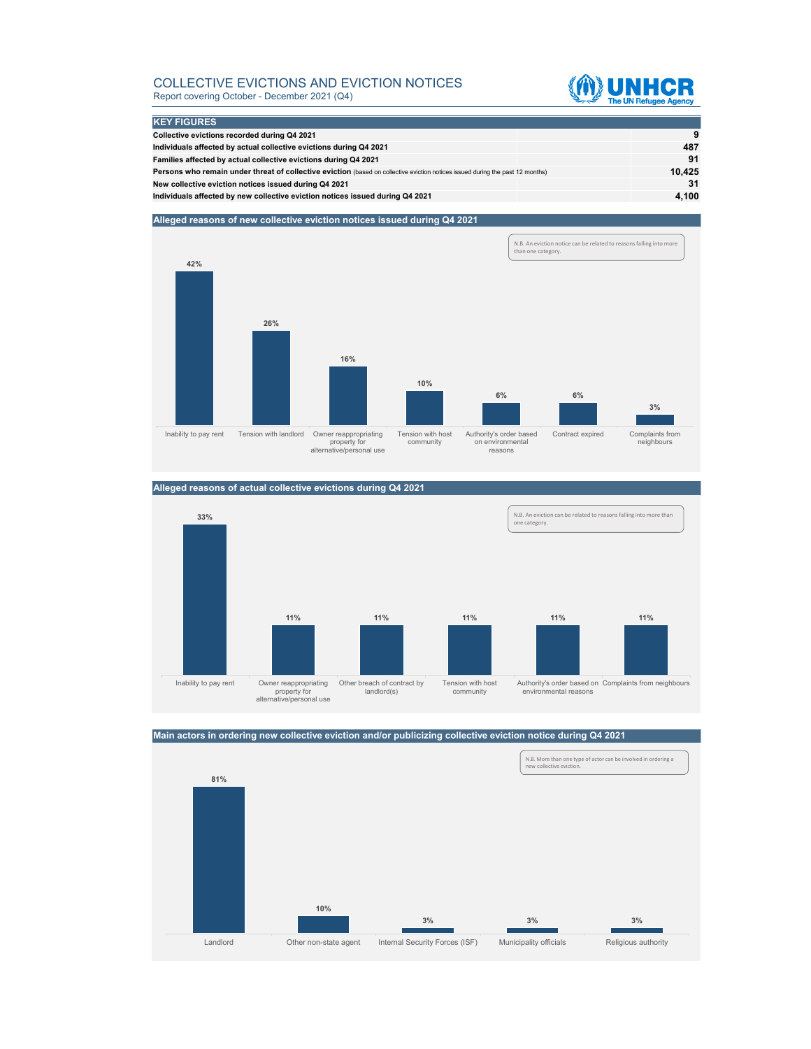# COLLECTIVE EVICTIONS AND EVICTION NOTICES

Report covering October - December 2021 (Q4)

## KEY FIGURES

| KEY FIGURES | |
|---|---|
| **Collective evictions recorded during Q4 2021** | **9** |
| **Individuals affected by actual collective evictions during Q4 2021** | **487** |
| **Families affected by actual collective evictions during Q4 2021** | **91** |
| **Persons who remain under threat of collective eviction** (based on collective eviction notices issued during the past 12 months) | **10,425** |
| **New collective eviction notices issued during Q4 2021** | **31** |
| **Individuals affected by new collective eviction notices issued during Q4 2021** | **4,100** |

## Alleged reasons of new collective eviction notices issued during Q4 2021

N.B. An eviction notice can be related to reasons falling into more than one category.

| Reason | % |
|---|---|
| Inability to pay rent | 42% |
| Tension with landlord | 26% |
| Owner reappropriating property for alternative/personal use | 16% |
| Tension with host community | 10% |
| Authority's order based on environmental reasons | 6% |
| Contract expired | 6% |
| Complaints from neighbours | 3% |

## Alleged reasons of actual collective evictions during Q4 2021

N.B. An eviction can be related to reasons falling into more than one category.

| Reason | % |
|---|---|
| Inability to pay rent | 33% |
| Owner reappropriating property for alternative/personal use | 11% |
| Other breach of contract by landlord(s) | 11% |
| Tension with host community | 11% |
| Authority's order based on environmental reasons | 11% |
| Complaints from neighbours | 11% |

## Main actors in ordering new collective eviction and/or publicizing collective eviction notice during Q4 2021

N.B. More than one type of actor can be involved in ordering a new collective eviction.

| Actor | % |
|---|---|
| Landlord | 81% |
| Other non-state agent | 10% |
| Internal Security Forces (ISF) | 3% |
| Municipality officials | 3% |
| Religious authority | 3% |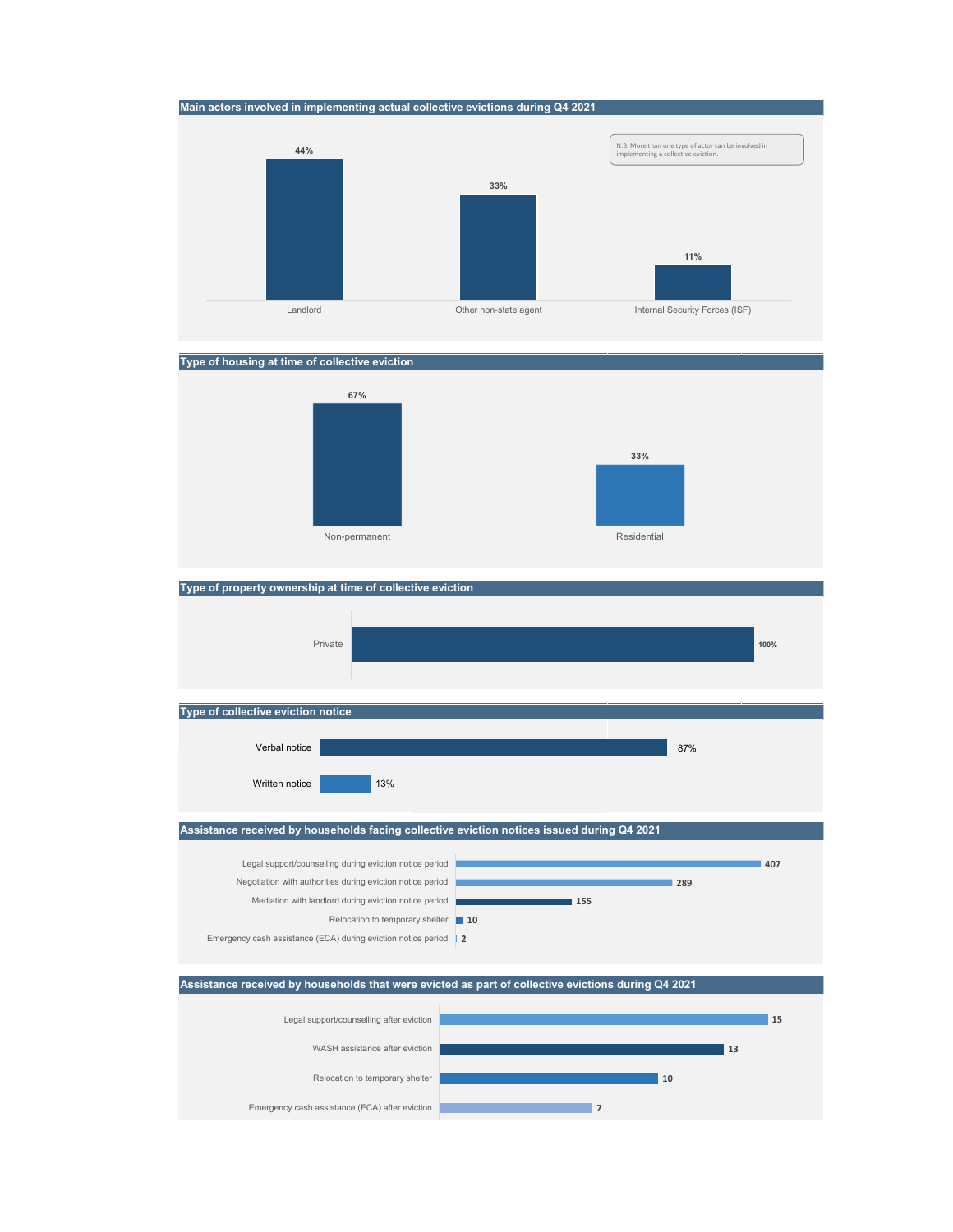## Main actors involved in implementing actual collective evictions during Q4 2021

N.B. More than one type of actor can be involved in implementing a collective eviction.

| Actor | % |
| --- | --- |
| Landlord | 44% |
| Other non-state agent | 33% |
| Internal Security Forces (ISF) | 11% |

## Type of housing at time of collective eviction

| Type | % |
| --- | --- |
| Non-permanent | 67% |
| Residential | 33% |

## Type of property ownership at time of collective eviction

| Type | % |
| --- | --- |
| Private | 100% |

## Type of collective eviction notice

| Type | % |
| --- | --- |
| Verbal notice | 87% |
| Written notice | 13% |

## Assistance received by households facing collective eviction notices issued during Q4 2021

| Assistance | Households |
| --- | --- |
| Legal support/counselling during eviction notice period | 407 |
| Negotiation with authorities during eviction notice period | 289 |
| Mediation with landlord during eviction notice period | 155 |
| Relocation to temporary shelter | 10 |
| Emergency cash assistance (ECA) during eviction notice period | 2 |

## Assistance received by households that were evicted as part of collective evictions during Q4 2021

| Assistance | Households |
| --- | --- |
| Legal support/counselling after eviction | 15 |
| WASH assistance after eviction | 13 |
| Relocation to temporary shelter | 10 |
| Emergency cash assistance (ECA) after eviction | 7 |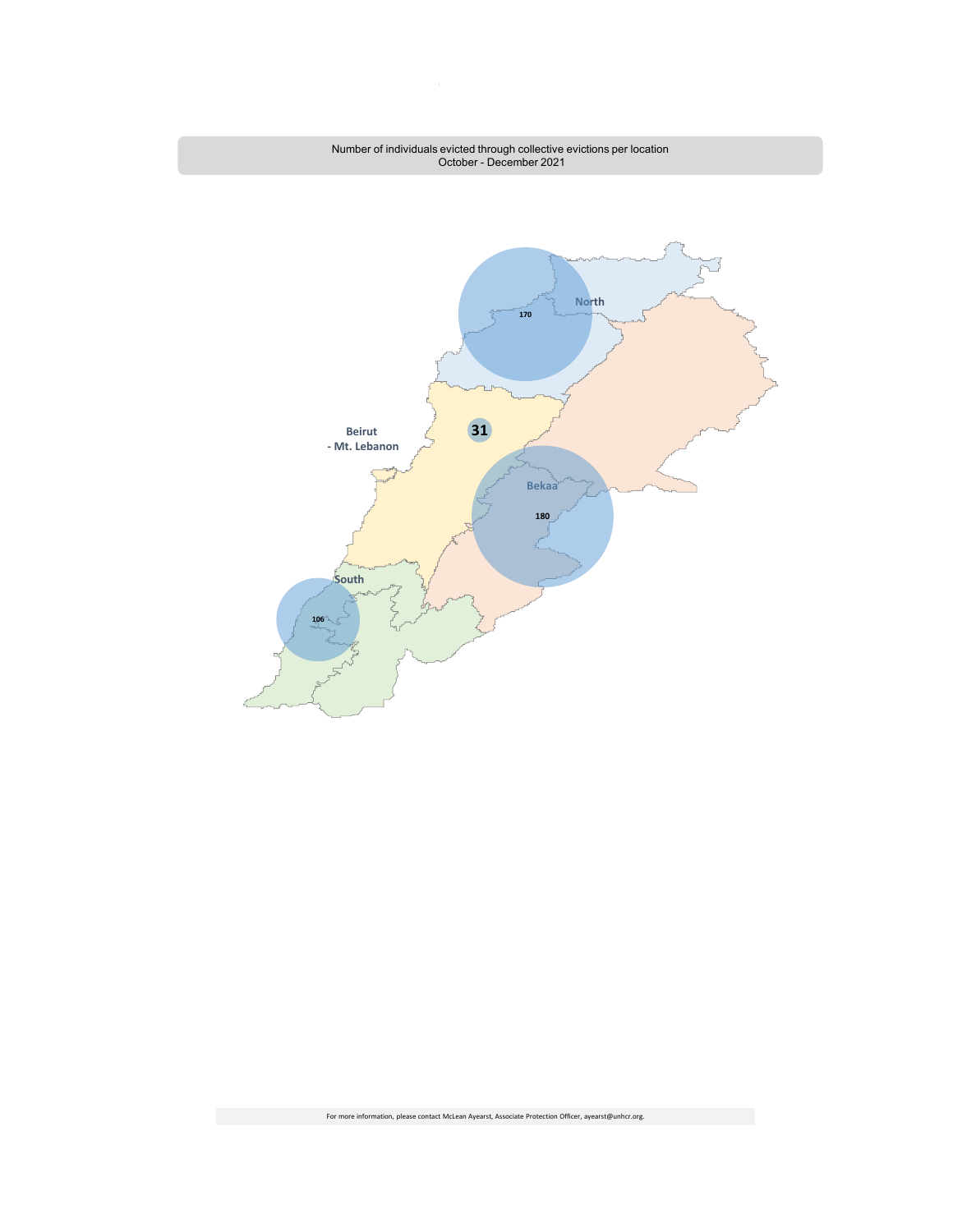Number of individuals evicted through collective evictions per location
October - December 2021

North

170

Beirut
- Mt. Lebanon

31

Bekaa

180

South

106

For more information, please contact McLean Ayearst, Associate Protection Officer, ayearst@unhcr.org.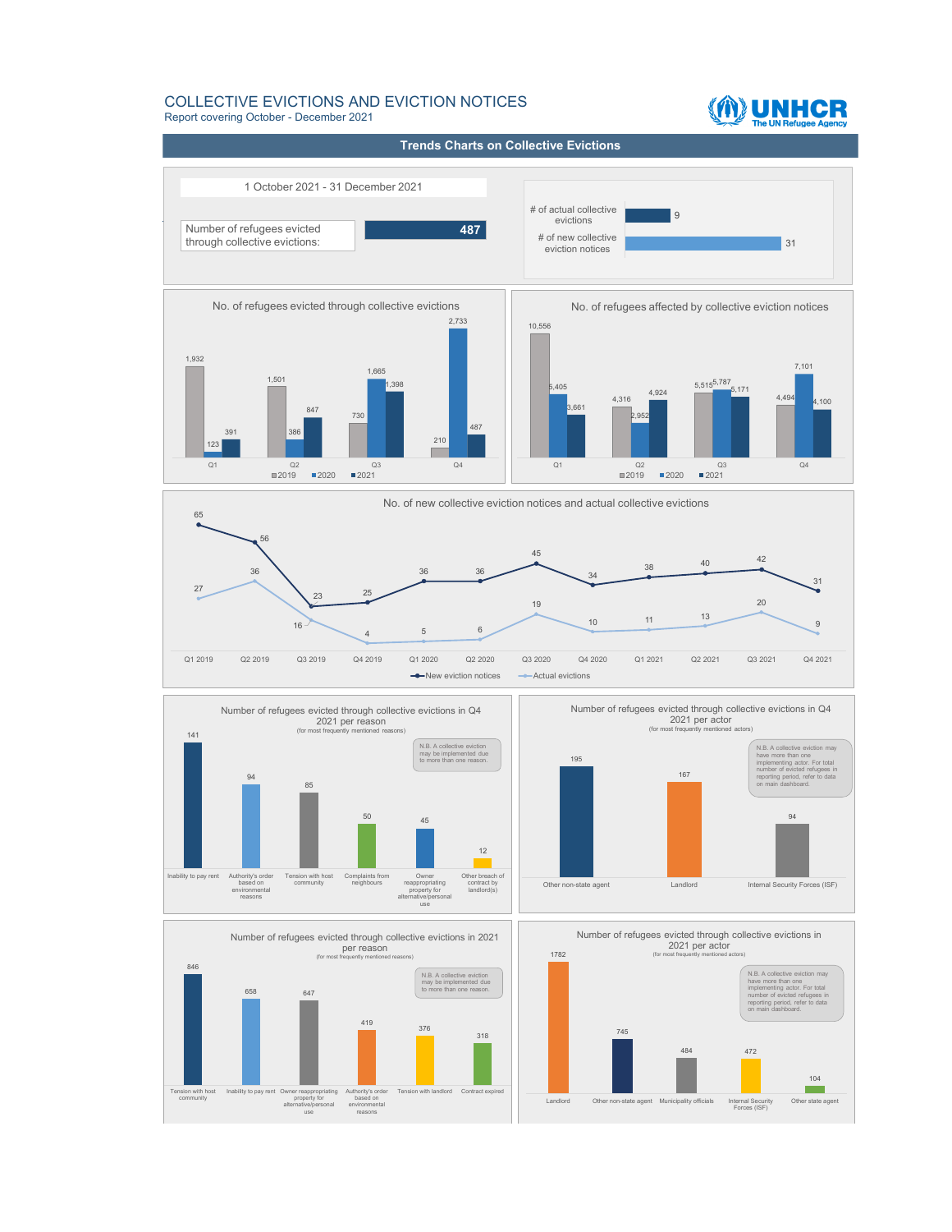# COLLECTIVE EVICTIONS AND EVICTION NOTICES

Report covering October - December 2021

## Trends Charts on Collective Evictions

1 October 2021 - 31 December 2021

| Number of refugees evicted through collective evictions: | 487 |
|---|---|

| # of actual collective evictions | 9 |
|---|---|
| # of new collective eviction notices | 31 |

### No. of refugees evicted through collective evictions

| | 2019 | 2020 | 2021 |
|---|---|---|---|
| Q1 | 1,932 | 123 | 391 |
| Q2 | 1,501 | 386 | 847 |
| Q3 | 730 | 1,665 | 1,398 |
| Q4 | 210 | 2,733 | 487 |

### No. of refugees affected by collective eviction notices

| | 2019 | 2020 | 2021 |
|---|---|---|---|
| Q1 | 10,556 | 5,405 | 3,661 |
| Q2 | 4,316 | 2,952 | 4,924 |
| Q3 | 5,515 | 5,787 | 5,171 |
| Q4 | 4,494 | 7,101 | 4,100 |

### No. of new collective eviction notices and actual collective evictions

| | New eviction notices | Actual evictions |
|---|---|---|
| Q1 2019 | 65 | 27 |
| Q2 2019 | 56 | 36 |
| Q3 2019 | 23 | 16 |
| Q4 2019 | 25 | 4 |
| Q1 2020 | 36 | 5 |
| Q2 2020 | 36 | 6 |
| Q3 2020 | 45 | 19 |
| Q4 2020 | 34 | 10 |
| Q1 2021 | 38 | 11 |
| Q2 2021 | 40 | 13 |
| Q3 2021 | 42 | 20 |
| Q4 2021 | 31 | 9 |

### Number of refugees evicted through collective evictions in Q4 2021 per reason

(for most frequently mentioned reasons)

| Reason | Refugees |
|---|---|
| Inability to pay rent | 141 |
| Authority's order based on environmental reasons | 94 |
| Tension with host community | 85 |
| Complaints from neighbours | 50 |
| Owner reappropriating property for alternative/personal use | 45 |
| Other breach of contract by landlord(s) | 12 |

N.B. A collective eviction may be implemented due to more than one reason.

### Number of refugees evicted through collective evictions in Q4 2021 per actor

(for most frequently mentioned actors)

| Actor | Refugees |
|---|---|
| Other non-state agent | 195 |
| Landlord | 167 |
| Internal Security Forces (ISF) | 94 |

N.B. A collective eviction may have more than one implementing actor. For total number of evicted refugees in reporting period, refer to data on main dashboard.

### Number of refugees evicted through collective evictions in 2021 per reason

(for most frequently mentioned reasons)

| Reason | Refugees |
|---|---|
| Tension with host community | 846 |
| Inability to pay rent | 658 |
| Owner reappropriating property for alternative/personal use | 647 |
| Authority's order based on environmental reasons | 419 |
| Tension with landlord | 376 |
| Contract expired | 318 |

N.B. A collective eviction may be implemented due to more than one reason.

### Number of refugees evicted through collective evictions in 2021 per actor

(for most frequently mentioned actors)

| Actor | Refugees |
|---|---|
| Landlord | 1782 |
| Other non-state agent | 745 |
| Municipality officials | 484 |
| Internal Security Forces (ISF) | 472 |
| Other state agent | 104 |

N.B. A collective eviction may have more than one implementing actor. For total number of evicted refugees in reporting period, refer to data on main dashboard.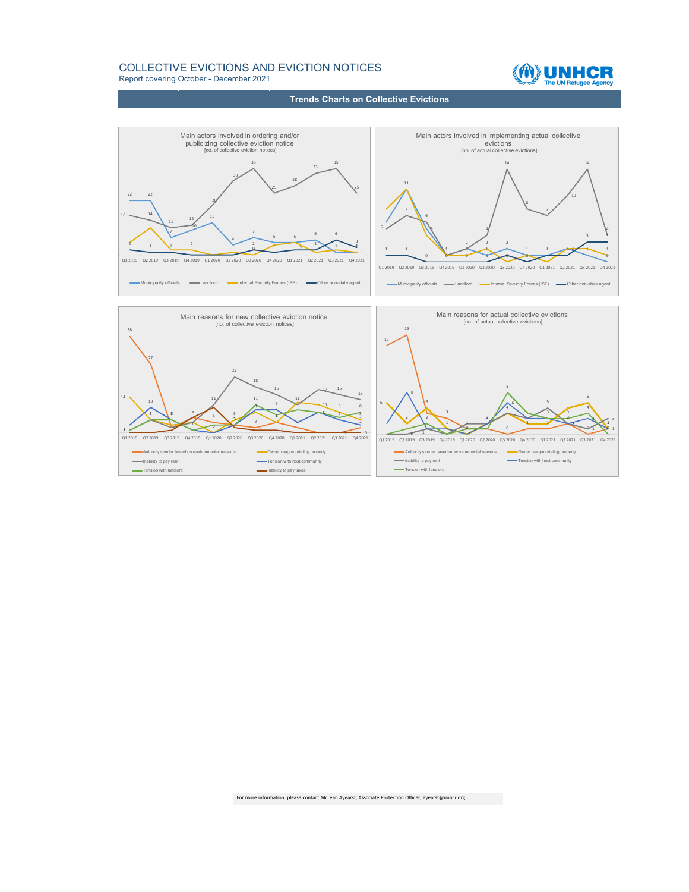# COLLECTIVE EVICTIONS AND EVICTION NOTICES

Report covering October - December 2021

## Trends Charts on Collective Evictions

Main actors involved in ordering and/or publicizing collective eviction notice
[no. of collective eviction notices]

Q1 2019 Q2 2019 Q3 2019 Q4 2019 Q1 2020 Q2 2020 Q3 2020 Q4 2020 Q1 2021 Q2 2021 Q3 2021 Q4 2021

Municipality officials, Landlord, Internal Security Forces (ISF), Other non-state agent

Main actors involved in implementing actual collective evictions
[no. of actual collective evictions]

Q1 2019 Q2 2019 Q3 2019 Q4 2019 Q1 2020 Q2 2020 Q3 2020 Q4 2020 Q1 2021 Q2 2021 Q3 2021 Q4 2021

Municipality officials, Landlord, Internal Security Forces (ISF), Other non-state agent

Main reasons for new collective eviction notice
[no. of collective eviction notices]

Q1 2019 Q2 2019 Q3 2019 Q4 2019 Q1 2020 Q2 2020 Q3 2020 Q4 2020 Q1 2021 Q2 2021 Q3 2021 Q4 2021

Authority's order based on environmental reasons, Owner reappropriating property, Inability to pay rent, Tension with host community, Tension with landlord, Inability to pay taxes

Main reasons for actual collective evictions
[no. of actual collective evictions]

Q1 2019 Q2 2019 Q3 2019 Q4 2019 Q1 2020 Q2 2020 Q3 2020 Q4 2020 Q1 2021 Q2 2021 Q3 2021 Q4 2021

Authority's order based on environmental reasons, Owner reappropriating property, Inability to pay rent, Tension with host community, Tension with landlord

For more information, please contact McLean Ayearst, Associate Protection Officer, ayearst@unhcr.org.